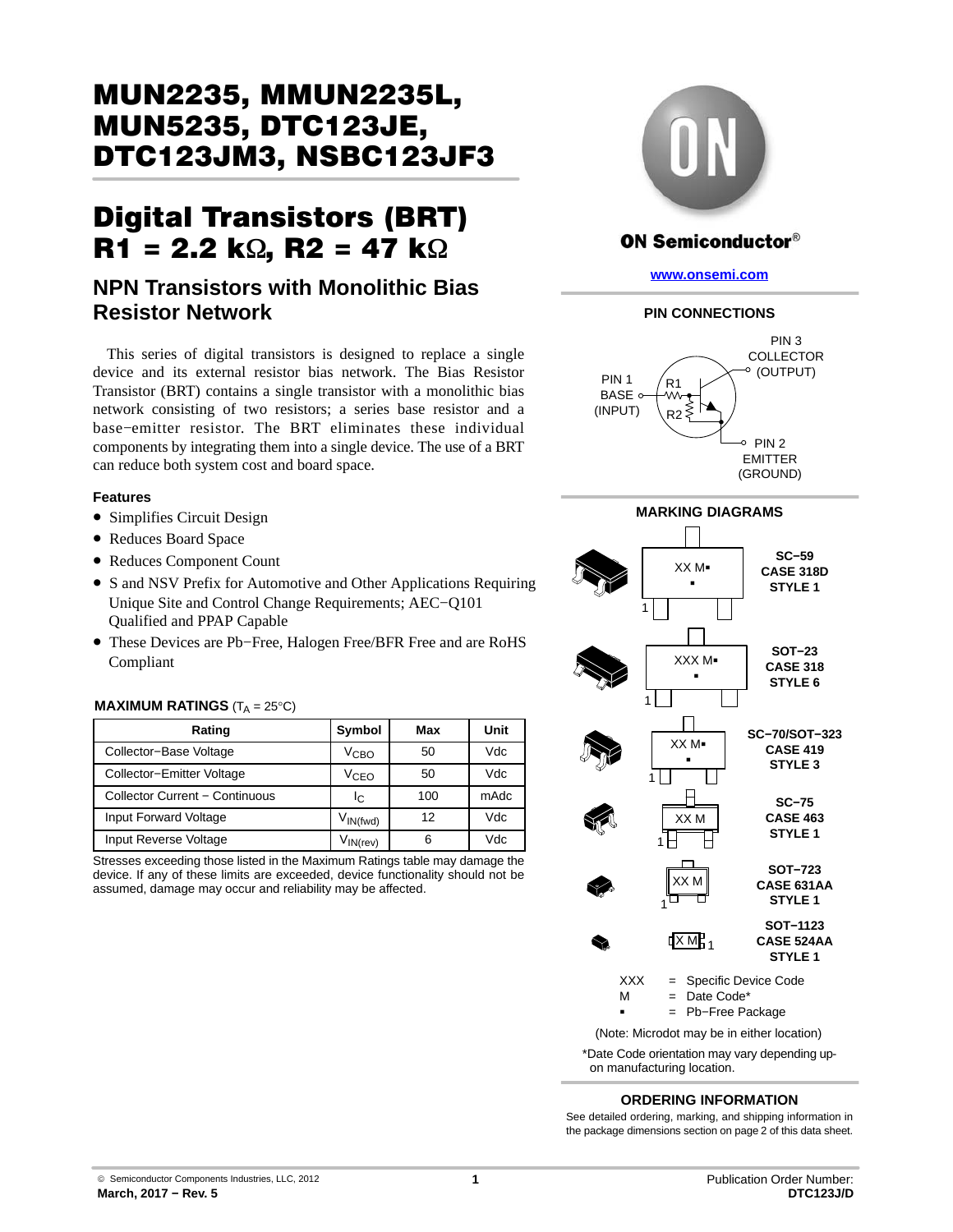# MUN2235, MMUN2235L, MUN5235, DTC123JE, DTC123JM3, NSBC123JF3

# Digital Transistors (BRT) R1 = 2.2 kΩ, R2 = 47 kΩ

## NPN Transistors with Monolithic Bias Resistor Network

This series of digital transistors is designed to replace a single device and its external resistor bias network. The Bias Resistor Transistor (BRT) contains a single transistor with a monolithic bias network consisting of two resistors; a series base resistor and a base−emitter resistor. The BRT eliminates these individual components by integrating them into a single device. The use of a BRT can reduce both system cost and board space.

### Features

- Simplifies Circuit Design
- Reduces Board Space
- Reduces Component Count
- S and NSV Prefix for Automotive and Other Applications Requiring Unique Site and Control Change Requirements; AEC−Q101 Qualified and PPAP Capable
- These Devices are Pb−Free, Halogen Free/BFR Free and are RoHS Compliant

**MAXIMUM RATINGS** ($T_A$ = 25°C)

| Rating | Symbol | Max | Unit |
|---|---|---|---|
| Collector−Base Voltage | $V_{CBO}$ | 50 | Vdc |
| Collector−Emitter Voltage | $V_{CEO}$ | 50 | Vdc |
| Collector Current − Continuous | $I_C$ | 100 | mAdc |
| Input Forward Voltage | $V_{IN(fwd)}$ | 12 | Vdc |
| Input Reverse Voltage | $V_{IN(rev)}$ | 6 | Vdc |

Stresses exceeding those listed in the Maximum Ratings table may damage the device. If any of these limits are exceeded, device functionality should not be assumed, damage may occur and reliability may be affected.

ON Semiconductor®

www.onsemi.com

**PIN CONNECTIONS**

PIN 1 BASE (INPUT), R1, R2, PIN 3 COLLECTOR (OUTPUT), PIN 2 EMITTER (GROUND)

**MARKING DIAGRAMS**

| Marking | Package |
|---|---|
| XX M▪ | SC−59 CASE 318D STYLE 1 |
| XXX M▪ | SOT−23 CASE 318 STYLE 6 |
| XX M▪ | SC−70/SOT−323 CASE 419 STYLE 3 |
| XX M | SC−75 CASE 463 STYLE 1 |
| XX M | SOT−723 CASE 631AA STYLE 1 |
| X M | SOT−1123 CASE 524AA STYLE 1 |

XXX = Specific Device Code
M = Date Code*
▪ = Pb−Free Package

(Note: Microdot may be in either location)

*Date Code orientation may vary depending upon manufacturing location.

**ORDERING INFORMATION**

See detailed ordering, marking, and shipping information in the package dimensions section on page 2 of this data sheet.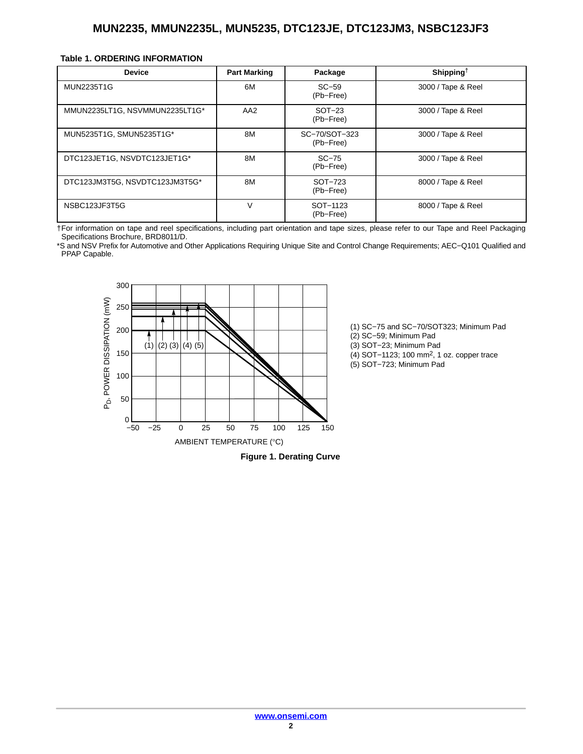**Table 1. ORDERING INFORMATION**

| Device | Part Marking | Package | Shipping† |
|---|---|---|---|
| MUN2235T1G | 6M | SC−59 (Pb−Free) | 3000 / Tape & Reel |
| MMUN2235LT1G, NSVMMUN2235LT1G* | AA2 | SOT−23 (Pb−Free) | 3000 / Tape & Reel |
| MUN5235T1G, SMUN5235T1G* | 8M | SC−70/SOT−323 (Pb−Free) | 3000 / Tape & Reel |
| DTC123JET1G, NSVDTC123JET1G* | 8M | SC−75 (Pb−Free) | 3000 / Tape & Reel |
| DTC123JM3T5G, NSVDTC123JM3T5G* | 8M | SOT−723 (Pb−Free) | 8000 / Tape & Reel |
| NSBC123JF3T5G | V | SOT−1123 (Pb−Free) | 8000 / Tape & Reel |

†For information on tape and reel specifications, including part orientation and tape sizes, please refer to our Tape and Reel Packaging Specifications Brochure, BRD8011/D.

*S and NSV Prefix for Automotive and Other Applications Requiring Unique Site and Control Change Requirements; AEC−Q101 Qualified and PPAP Capable.

(1) SC−75 and SC−70/SOT323; Minimum Pad
(2) SC−59; Minimum Pad
(3) SOT−23; Minimum Pad
(4) SOT−1123; 100 mm$^2$, 1 oz. copper trace
(5) SOT−723; Minimum Pad

**Figure 1. Derating Curve**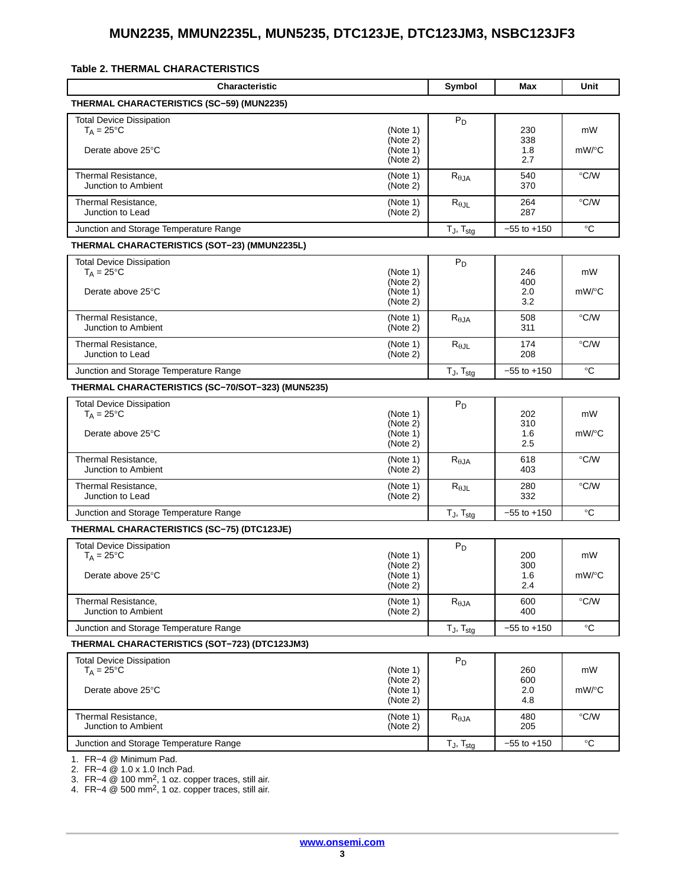**Table 2. THERMAL CHARACTERISTICS**

| Characteristic | | Symbol | Max | Unit |
|---|---|---|---|---|
| **THERMAL CHARACTERISTICS (SC−59) (MUN2235)** | | | | |
| Total Device Dissipation $T_A = 25°C$ | (Note 1) (Note 2) | $P_D$ | 230 338 | mW |
| Derate above 25°C | (Note 1) (Note 2) | | 1.8 2.7 | mW/°C |
| Thermal Resistance, Junction to Ambient | (Note 1) (Note 2) | $R_{\theta JA}$ | 540 370 | °C/W |
| Thermal Resistance, Junction to Lead | (Note 1) (Note 2) | $R_{\theta JL}$ | 264 287 | °C/W |
| Junction and Storage Temperature Range | | $T_J$, $T_{stg}$ | −55 to +150 | °C |
| **THERMAL CHARACTERISTICS (SOT−23) (MMUN2235L)** | | | | |
| Total Device Dissipation $T_A = 25°C$ | (Note 1) (Note 2) | $P_D$ | 246 400 | mW |
| Derate above 25°C | (Note 1) (Note 2) | | 2.0 3.2 | mW/°C |
| Thermal Resistance, Junction to Ambient | (Note 1) (Note 2) | $R_{\theta JA}$ | 508 311 | °C/W |
| Thermal Resistance, Junction to Lead | (Note 1) (Note 2) | $R_{\theta JL}$ | 174 208 | °C/W |
| Junction and Storage Temperature Range | | $T_J$, $T_{stg}$ | −55 to +150 | °C |
| **THERMAL CHARACTERISTICS (SC−70/SOT−323) (MUN5235)** | | | | |
| Total Device Dissipation $T_A = 25°C$ | (Note 1) (Note 2) | $P_D$ | 202 310 | mW |
| Derate above 25°C | (Note 1) (Note 2) | | 1.6 2.5 | mW/°C |
| Thermal Resistance, Junction to Ambient | (Note 1) (Note 2) | $R_{\theta JA}$ | 618 403 | °C/W |
| Thermal Resistance, Junction to Lead | (Note 1) (Note 2) | $R_{\theta JL}$ | 280 332 | °C/W |
| Junction and Storage Temperature Range | | $T_J$, $T_{stg}$ | −55 to +150 | °C |
| **THERMAL CHARACTERISTICS (SC−75) (DTC123JE)** | | | | |
| Total Device Dissipation $T_A = 25°C$ | (Note 1) (Note 2) | $P_D$ | 200 300 | mW |
| Derate above 25°C | (Note 1) (Note 2) | | 1.6 2.4 | mW/°C |
| Thermal Resistance, Junction to Ambient | (Note 1) (Note 2) | $R_{\theta JA}$ | 600 400 | °C/W |
| Junction and Storage Temperature Range | | $T_J$, $T_{stg}$ | −55 to +150 | °C |
| **THERMAL CHARACTERISTICS (SOT−723) (DTC123JM3)** | | | | |
| Total Device Dissipation $T_A = 25°C$ | (Note 1) (Note 2) | $P_D$ | 260 600 | mW |
| Derate above 25°C | (Note 1) (Note 2) | | 2.0 4.8 | mW/°C |
| Thermal Resistance, Junction to Ambient | (Note 1) (Note 2) | $R_{\theta JA}$ | 480 205 | °C/W |
| Junction and Storage Temperature Range | | $T_J$, $T_{stg}$ | −55 to +150 | °C |

1. FR−4 @ Minimum Pad.
2. FR−4 @ 1.0 x 1.0 Inch Pad.
3. FR−4 @ 100 $mm^2$, 1 oz. copper traces, still air.
4. FR−4 @ 500 $mm^2$, 1 oz. copper traces, still air.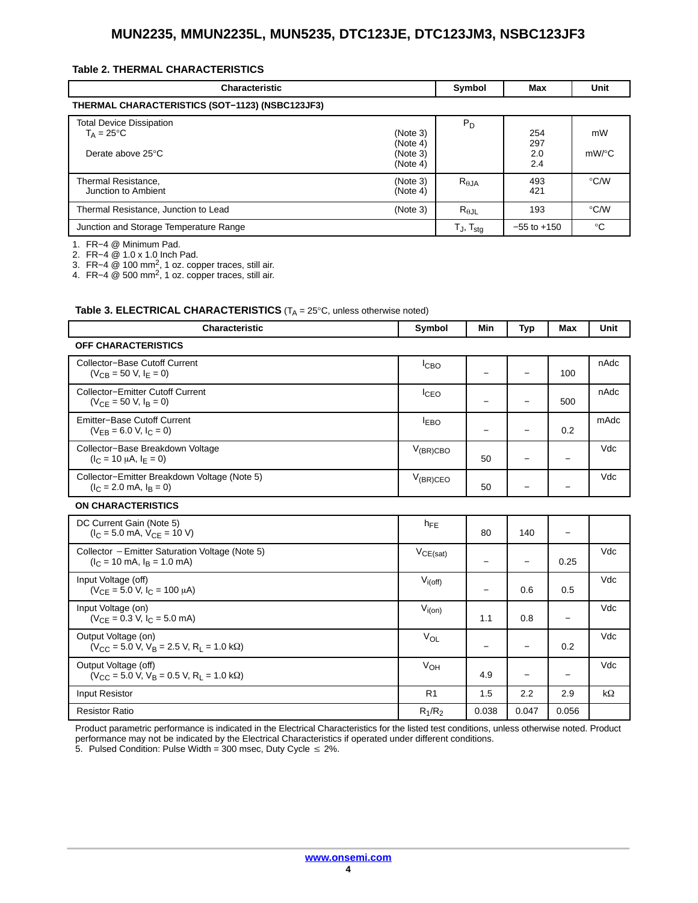**Table 2. THERMAL CHARACTERISTICS**

| Characteristic | | Symbol | Max | Unit |
|---|---|---|---|---|
| **THERMAL CHARACTERISTICS (SOT−1123) (NSBC123JF3)** | | | | |
| Total Device Dissipation $T_A = 25°C$ | (Note 3) (Note 4) | $P_D$ | 254 297 | mW |
| Derate above 25°C | (Note 3) (Note 4) | | 2.0 2.4 | mW/°C |
| Thermal Resistance, Junction to Ambient | (Note 3) (Note 4) | $R_{\theta JA}$ | 493 421 | °C/W |
| Thermal Resistance, Junction to Lead | (Note 3) | $R_{\theta JL}$ | 193 | °C/W |
| Junction and Storage Temperature Range | | $T_J$, $T_{stg}$ | −55 to +150 | °C |

1. FR−4 @ Minimum Pad.
2. FR−4 @ 1.0 x 1.0 Inch Pad.
3. FR−4 @ 100 $mm^2$, 1 oz. copper traces, still air.
4. FR−4 @ 500 $mm^2$, 1 oz. copper traces, still air.

**Table 3. ELECTRICAL CHARACTERISTICS** ($T_A = 25°C$, unless otherwise noted)

| Characteristic | Symbol | Min | Typ | Max | Unit |
|---|---|---|---|---|---|
| **OFF CHARACTERISTICS** | | | | | |
| Collector−Base Cutoff Current ($V_{CB} = 50$ V, $I_E = 0$) | $I_{CBO}$ | − | − | 100 | nAdc |
| Collector−Emitter Cutoff Current ($V_{CE} = 50$ V, $I_B = 0$) | $I_{CEO}$ | − | − | 500 | nAdc |
| Emitter−Base Cutoff Current ($V_{EB} = 6.0$ V, $I_C = 0$) | $I_{EBO}$ | − | − | 0.2 | mAdc |
| Collector−Base Breakdown Voltage ($I_C = 10$ μA, $I_E = 0$) | $V_{(BR)CBO}$ | 50 | − | − | Vdc |
| Collector−Emitter Breakdown Voltage (Note 5) ($I_C = 2.0$ mA, $I_B = 0$) | $V_{(BR)CEO}$ | 50 | − | − | Vdc |
| **ON CHARACTERISTICS** | | | | | |
| DC Current Gain (Note 5) ($I_C = 5.0$ mA, $V_{CE} = 10$ V) | $h_{FE}$ | 80 | 140 | − | |
| Collector − Emitter Saturation Voltage (Note 5) ($I_C = 10$ mA, $I_B = 1.0$ mA) | $V_{CE(sat)}$ | − | − | 0.25 | Vdc |
| Input Voltage (off) ($V_{CE} = 5.0$ V, $I_C = 100$ μA) | $V_{i(off)}$ | − | 0.6 | 0.5 | Vdc |
| Input Voltage (on) ($V_{CE} = 0.3$ V, $I_C = 5.0$ mA) | $V_{i(on)}$ | 1.1 | 0.8 | − | Vdc |
| Output Voltage (on) ($V_{CC} = 5.0$ V, $V_B = 2.5$ V, $R_L = 1.0$ kΩ) | $V_{OL}$ | − | − | 0.2 | Vdc |
| Output Voltage (off) ($V_{CC} = 5.0$ V, $V_B = 0.5$ V, $R_L = 1.0$ kΩ) | $V_{OH}$ | 4.9 | − | − | Vdc |
| Input Resistor | R1 | 1.5 | 2.2 | 2.9 | kΩ |
| Resistor Ratio | $R_1/R_2$ | 0.038 | 0.047 | 0.056 | |

Product parametric performance is indicated in the Electrical Characteristics for the listed test conditions, unless otherwise noted. Product performance may not be indicated by the Electrical Characteristics if operated under different conditions.

5. Pulsed Condition: Pulse Width = 300 msec, Duty Cycle ≤ 2%.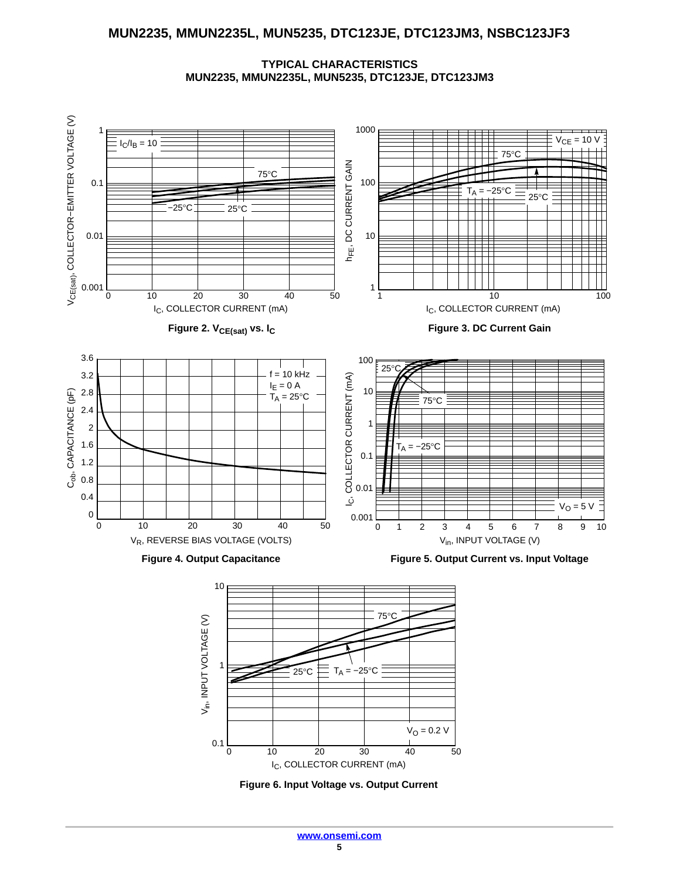## TYPICAL CHARACTERISTICS
## MUN2235, MMUN2235L, MUN5235, DTC123JE, DTC123JM3

Figure 2. $V_{CE(sat)}$ vs. $I_C$

Figure 3. DC Current Gain

Figure 4. Output Capacitance

Figure 5. Output Current vs. Input Voltage

Figure 6. Input Voltage vs. Output Current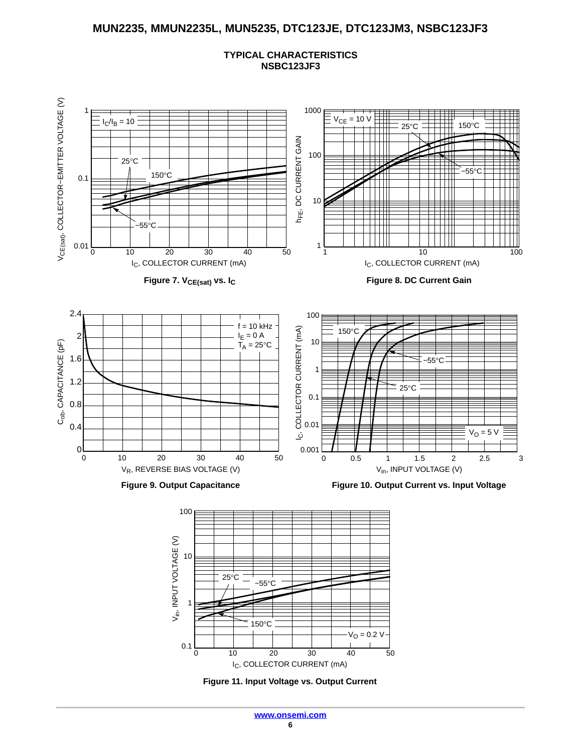## TYPICAL CHARACTERISTICS
## NSBC123JF3

Figure 7. $V_{CE(sat)}$ vs. $I_C$

Figure 8. DC Current Gain

Figure 9. Output Capacitance

Figure 10. Output Current vs. Input Voltage

Figure 11. Input Voltage vs. Output Current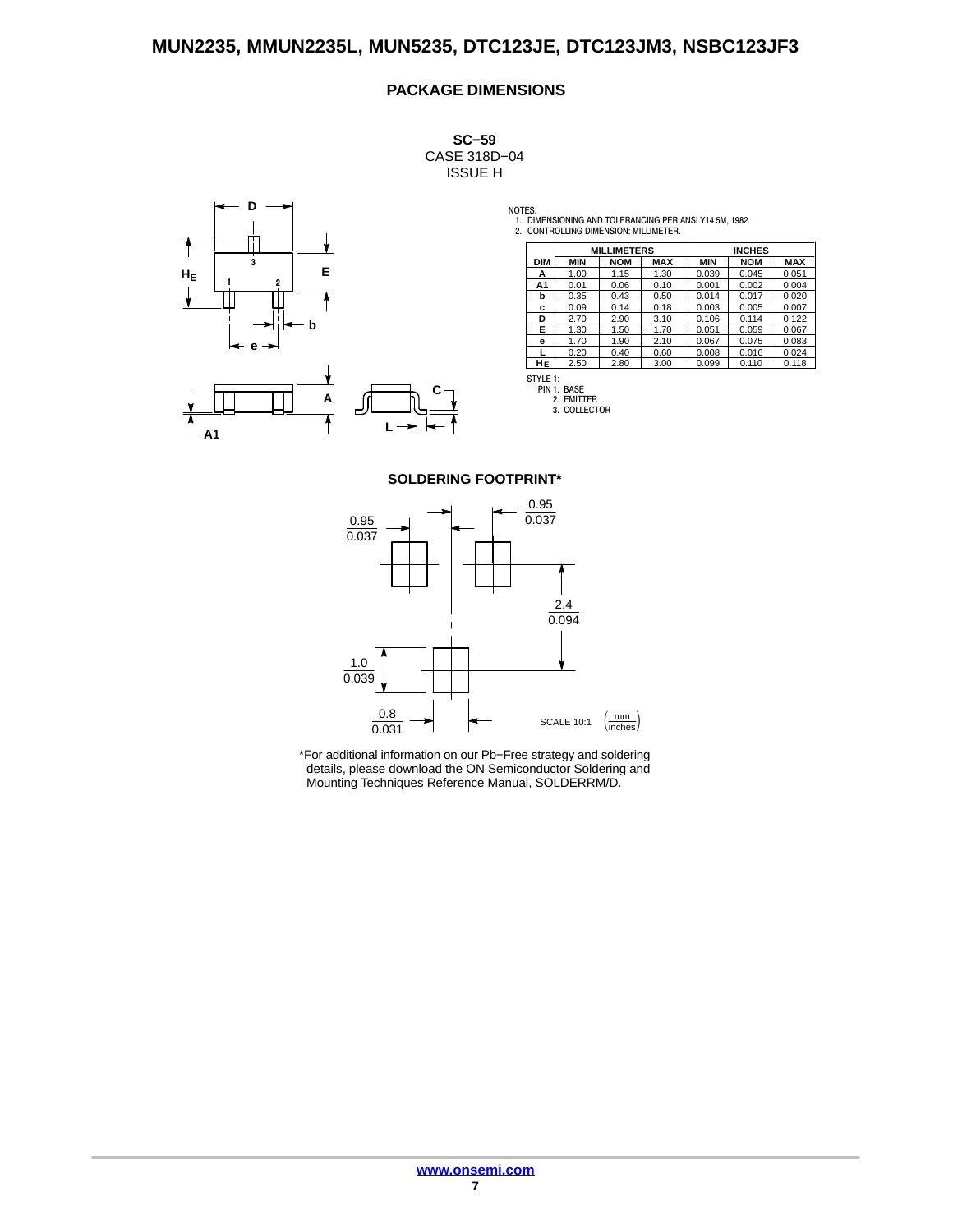## PACKAGE DIMENSIONS

**SC−59**
CASE 318D−04
ISSUE H

NOTES:
1. DIMENSIONING AND TOLERANCING PER ANSI Y14.5M, 1982.
2. CONTROLLING DIMENSION: MILLIMETER.

| DIM | MILLIMETERS | | | INCHES | | |
|---|---|---|---|---|---|---|
| | MIN | NOM | MAX | MIN | NOM | MAX |
| A | 1.00 | 1.15 | 1.30 | 0.039 | 0.045 | 0.051 |
| A1 | 0.01 | 0.06 | 0.10 | 0.001 | 0.002 | 0.004 |
| b | 0.35 | 0.43 | 0.50 | 0.014 | 0.017 | 0.020 |
| c | 0.09 | 0.14 | 0.18 | 0.003 | 0.005 | 0.007 |
| D | 2.70 | 2.90 | 3.10 | 0.106 | 0.114 | 0.122 |
| E | 1.30 | 1.50 | 1.70 | 0.051 | 0.059 | 0.067 |
| e | 1.70 | 1.90 | 2.10 | 0.067 | 0.075 | 0.083 |
| L | 0.20 | 0.40 | 0.60 | 0.008 | 0.016 | 0.024 |
| $H_E$ | 2.50 | 2.80 | 3.00 | 0.099 | 0.110 | 0.118 |

STYLE 1:
PIN 1. BASE
2. EMITTER
3. COLLECTOR

## SOLDERING FOOTPRINT*

0.95 / 0.037; 0.95 / 0.037; 2.4 / 0.094; 1.0 / 0.039; 0.8 / 0.031

SCALE 10:1 (mm / inches)

*For additional information on our Pb−Free strategy and soldering details, please download the ON Semiconductor Soldering and Mounting Techniques Reference Manual, SOLDERRM/D.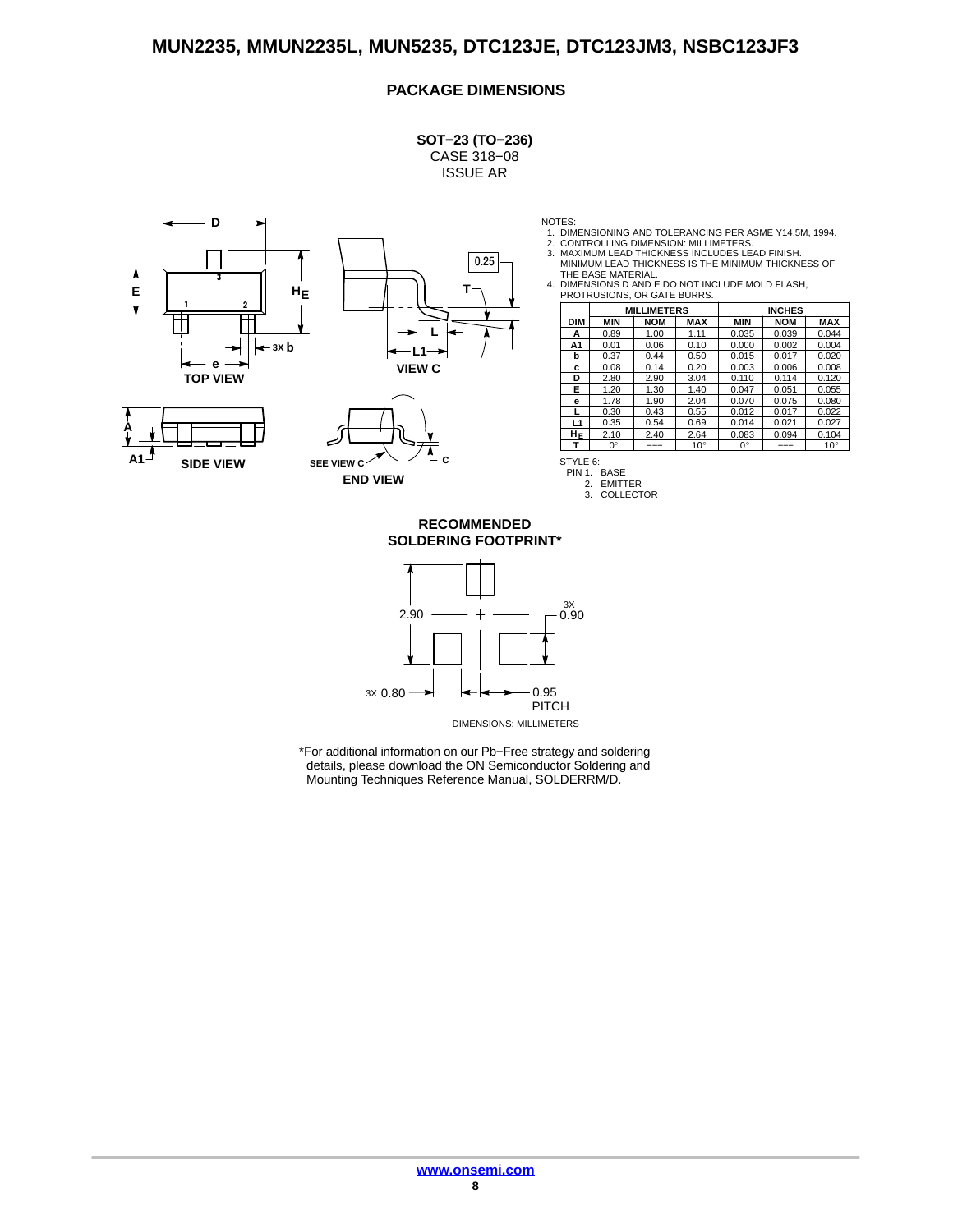## PACKAGE DIMENSIONS

**SOT−23 (TO−236)**
CASE 318−08
ISSUE AR

NOTES:
1. DIMENSIONING AND TOLERANCING PER ASME Y14.5M, 1994.
2. CONTROLLING DIMENSION: MILLIMETERS.
3. MAXIMUM LEAD THICKNESS INCLUDES LEAD FINISH. MINIMUM LEAD THICKNESS IS THE MINIMUM THICKNESS OF THE BASE MATERIAL.
4. DIMENSIONS D AND E DO NOT INCLUDE MOLD FLASH, PROTRUSIONS, OR GATE BURRS.

| DIM | MILLIMETERS | | | INCHES | | |
|---|---|---|---|---|---|---|
| | MIN | NOM | MAX | MIN | NOM | MAX |
| A | 0.89 | 1.00 | 1.11 | 0.035 | 0.039 | 0.044 |
| A1 | 0.01 | 0.06 | 0.10 | 0.000 | 0.002 | 0.004 |
| b | 0.37 | 0.44 | 0.50 | 0.015 | 0.017 | 0.020 |
| c | 0.08 | 0.14 | 0.20 | 0.003 | 0.006 | 0.008 |
| D | 2.80 | 2.90 | 3.04 | 0.110 | 0.114 | 0.120 |
| E | 1.20 | 1.30 | 1.40 | 0.047 | 0.051 | 0.055 |
| e | 1.78 | 1.90 | 2.04 | 0.070 | 0.075 | 0.080 |
| L | 0.30 | 0.43 | 0.55 | 0.012 | 0.017 | 0.022 |
| L1 | 0.35 | 0.54 | 0.69 | 0.014 | 0.021 | 0.027 |
| $H_E$ | 2.10 | 2.40 | 2.64 | 0.083 | 0.094 | 0.104 |
| T | 0° | −−− | 10° | 0° | −−− | 10° |

STYLE 6:
PIN 1. BASE
2. EMITTER
3. COLLECTOR

TOP VIEW — SIDE VIEW — VIEW C — END VIEW

### RECOMMENDED SOLDERING FOOTPRINT*

2.90, 3X 0.90, 3X 0.80, 0.95 PITCH

DIMENSIONS: MILLIMETERS

*For additional information on our Pb−Free strategy and soldering details, please download the ON Semiconductor Soldering and Mounting Techniques Reference Manual, SOLDERRM/D.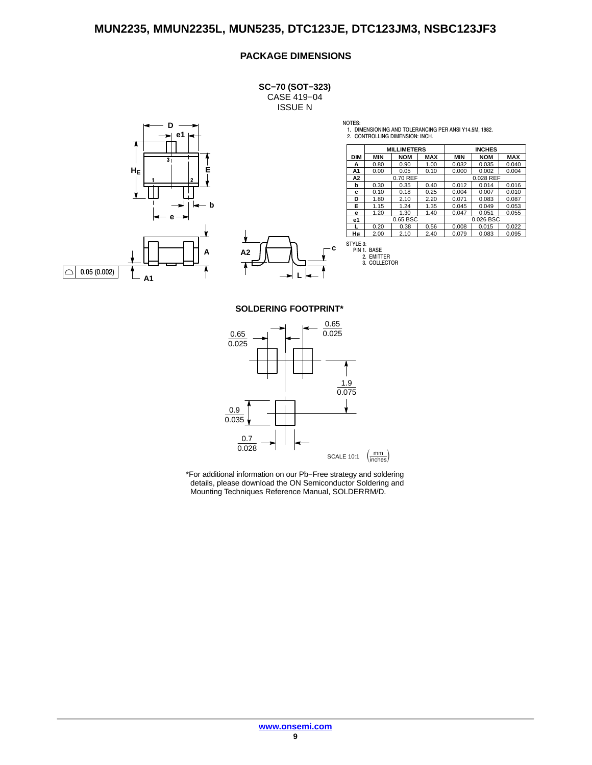## PACKAGE DIMENSIONS

**SC−70 (SOT−323)**
CASE 419−04
ISSUE N

NOTES:
1. DIMENSIONING AND TOLERANCING PER ANSI Y14.5M, 1982.
2. CONTROLLING DIMENSION: INCH.

| DIM | MILLIMETERS | | | INCHES | | |
|---|---|---|---|---|---|---|
| | MIN | NOM | MAX | MIN | NOM | MAX |
| A | 0.80 | 0.90 | 1.00 | 0.032 | 0.035 | 0.040 |
| A1 | 0.00 | 0.05 | 0.10 | 0.000 | 0.002 | 0.004 |
| A2 | | 0.70 REF | | | 0.028 REF | |
| b | 0.30 | 0.35 | 0.40 | 0.012 | 0.014 | 0.016 |
| c | 0.10 | 0.18 | 0.25 | 0.004 | 0.007 | 0.010 |
| D | 1.80 | 2.10 | 2.20 | 0.071 | 0.083 | 0.087 |
| E | 1.15 | 1.24 | 1.35 | 0.045 | 0.049 | 0.053 |
| e | 1.20 | 1.30 | 1.40 | 0.047 | 0.051 | 0.055 |
| e1 | | 0.65 BSC | | | 0.026 BSC | |
| L | 0.20 | 0.38 | 0.56 | 0.008 | 0.015 | 0.022 |
| $H_E$ | 2.00 | 2.10 | 2.40 | 0.079 | 0.083 | 0.095 |

STYLE 3:
PIN 1. BASE
2. EMITTER
3. COLLECTOR

### SOLDERING FOOTPRINT*

SCALE 10:1 (mm / inches)

*For additional information on our Pb−Free strategy and soldering details, please download the ON Semiconductor Soldering and Mounting Techniques Reference Manual, SOLDERRM/D.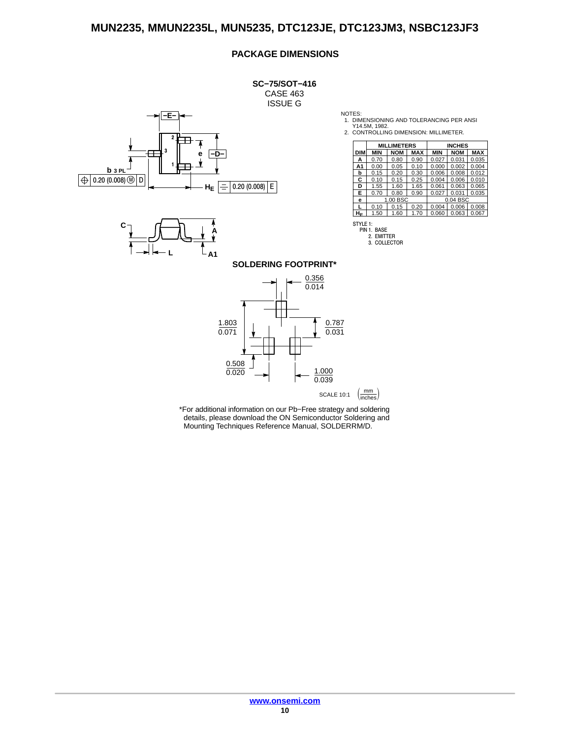## PACKAGE DIMENSIONS

**SC−75/SOT−416**
CASE 463
ISSUE G

NOTES:
1. DIMENSIONING AND TOLERANCING PER ANSI Y14.5M, 1982.
2. CONTROLLING DIMENSION: MILLIMETER.

| DIM | MILLIMETERS | | | INCHES | | |
|---|---|---|---|---|---|---|
| | MIN | NOM | MAX | MIN | NOM | MAX |
| A | 0.70 | 0.80 | 0.90 | 0.027 | 0.031 | 0.035 |
| A1 | 0.00 | 0.05 | 0.10 | 0.000 | 0.002 | 0.004 |
| b | 0.15 | 0.20 | 0.30 | 0.006 | 0.008 | 0.012 |
| C | 0.10 | 0.15 | 0.25 | 0.004 | 0.006 | 0.010 |
| D | 1.55 | 1.60 | 1.65 | 0.061 | 0.063 | 0.065 |
| E | 0.70 | 0.80 | 0.90 | 0.027 | 0.031 | 0.035 |
| e | 1.00 BSC | | | 0.04 BSC | | |
| L | 0.10 | 0.15 | 0.20 | 0.004 | 0.006 | 0.008 |
| $H_E$ | 1.50 | 1.60 | 1.70 | 0.060 | 0.063 | 0.067 |

STYLE 1:
PIN 1. BASE
2. EMITTER
3. COLLECTOR

### SOLDERING FOOTPRINT*

SCALE 10:1 (mm / inches)

*For additional information on our Pb−Free strategy and soldering details, please download the ON Semiconductor Soldering and Mounting Techniques Reference Manual, SOLDERRM/D.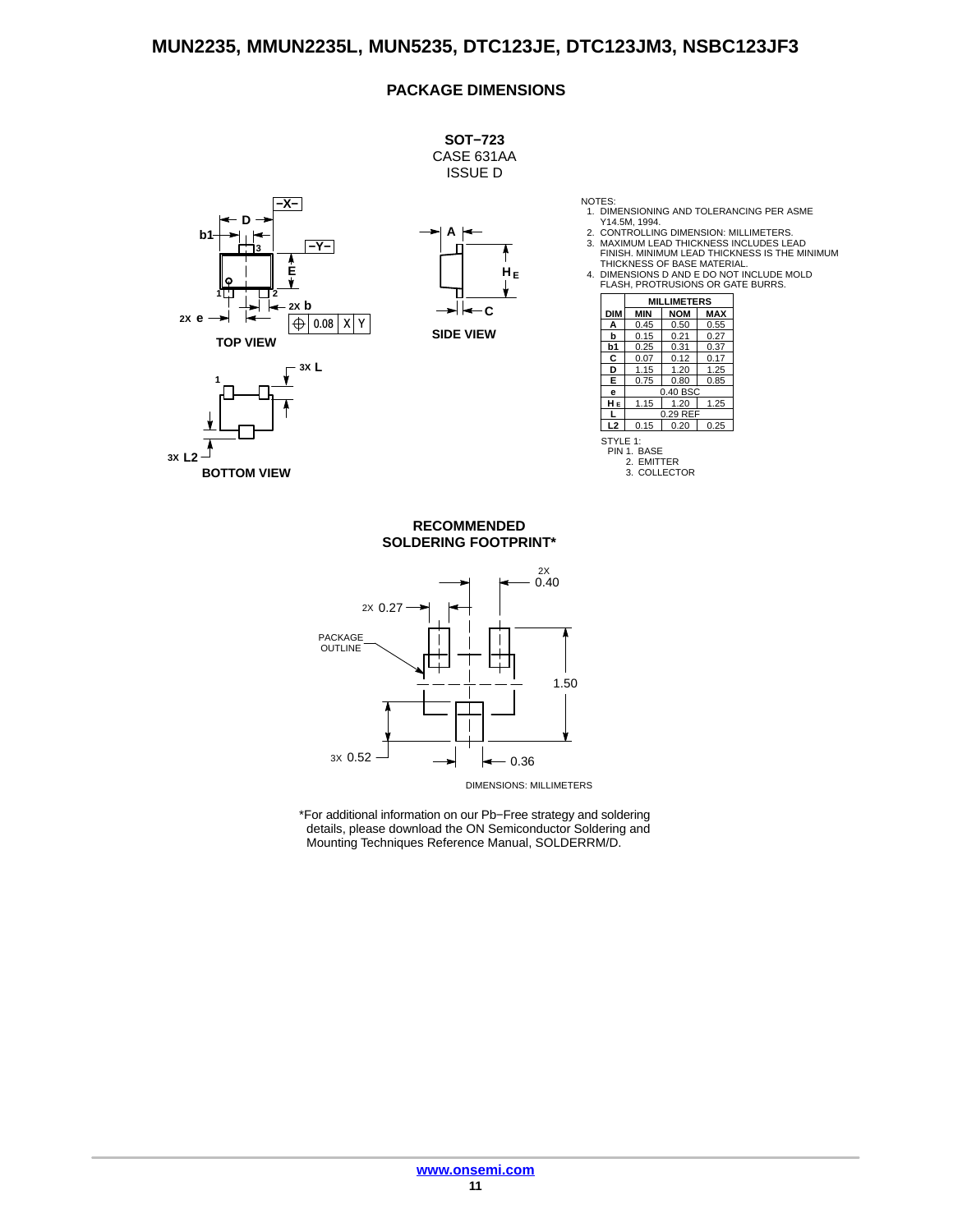## PACKAGE DIMENSIONS

**SOT−723**
CASE 631AA
ISSUE D

NOTES:
1. DIMENSIONING AND TOLERANCING PER ASME Y14.5M, 1994.
2. CONTROLLING DIMENSION: MILLIMETERS.
3. MAXIMUM LEAD THICKNESS INCLUDES LEAD FINISH. MINIMUM LEAD THICKNESS IS THE MINIMUM THICKNESS OF BASE MATERIAL.
4. DIMENSIONS D AND E DO NOT INCLUDE MOLD FLASH, PROTRUSIONS OR GATE BURRS.

| DIM | MILLIMETERS MIN | NOM | MAX |
|---|---|---|---|
| A | 0.45 | 0.50 | 0.55 |
| b | 0.15 | 0.21 | 0.27 |
| b1 | 0.25 | 0.31 | 0.37 |
| C | 0.07 | 0.12 | 0.17 |
| D | 1.15 | 1.20 | 1.25 |
| E | 0.75 | 0.80 | 0.85 |
| e | 0.40 BSC | | |
| $H_E$ | 1.15 | 1.20 | 1.25 |
| L | 0.29 REF | | |
| L2 | 0.15 | 0.20 | 0.25 |

STYLE 1:
PIN 1. BASE
2. EMITTER
3. COLLECTOR

TOP VIEW — SIDE VIEW — BOTTOM VIEW

### RECOMMENDED SOLDERING FOOTPRINT*

2X 0.40, 2X 0.27, 1.50, 3X 0.52, 0.36, PACKAGE OUTLINE

DIMENSIONS: MILLIMETERS

*For additional information on our Pb−Free strategy and soldering details, please download the ON Semiconductor Soldering and Mounting Techniques Reference Manual, SOLDERRM/D.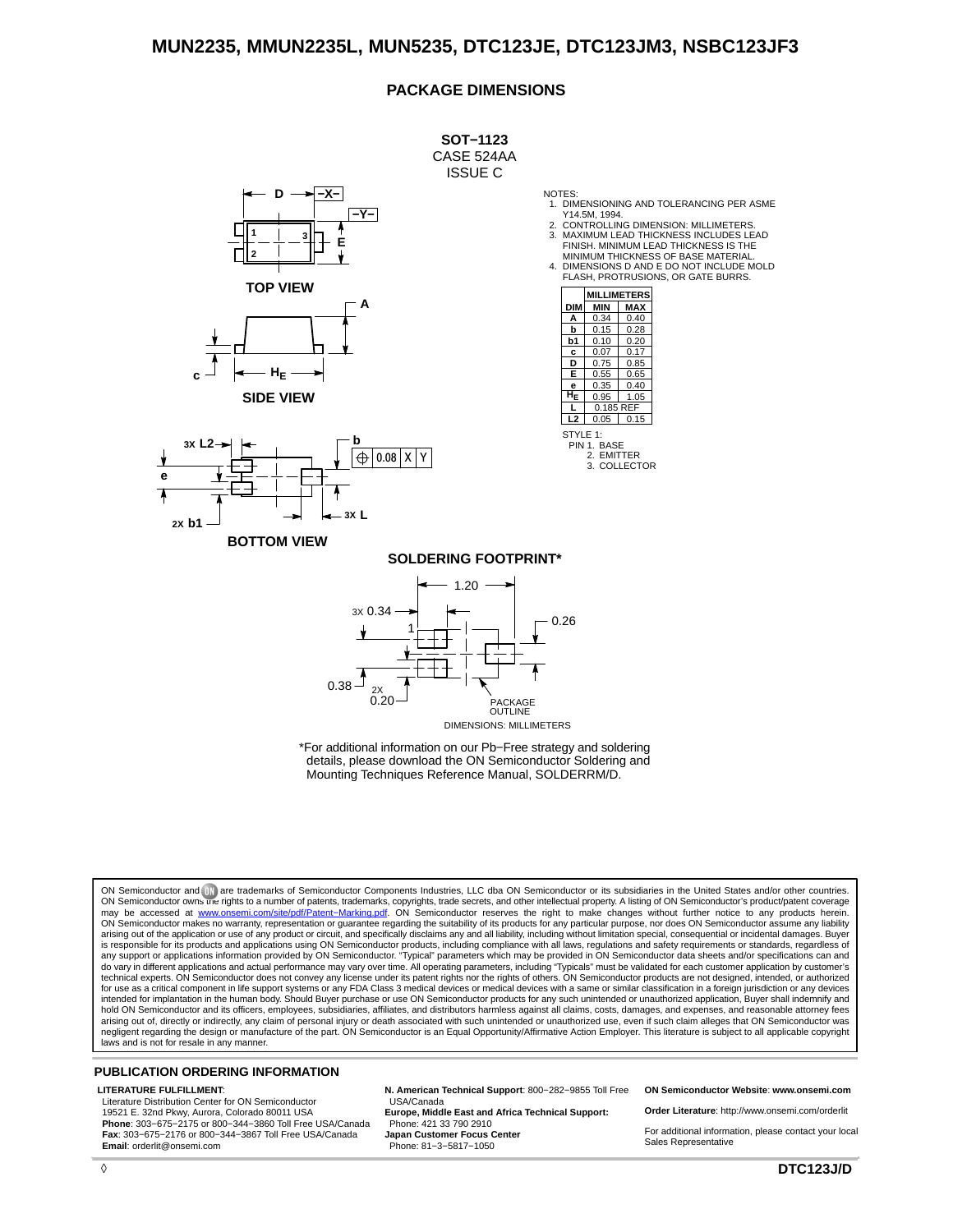## PACKAGE DIMENSIONS

**SOT−1123**
CASE 524AA
ISSUE C

NOTES:
1. DIMENSIONING AND TOLERANCING PER ASME Y14.5M, 1994.
2. CONTROLLING DIMENSION: MILLIMETERS.
3. MAXIMUM LEAD THICKNESS INCLUDES LEAD FINISH. MINIMUM LEAD THICKNESS IS THE MINIMUM THICKNESS OF BASE MATERIAL.
4. DIMENSIONS D AND E DO NOT INCLUDE MOLD FLASH, PROTRUSIONS, OR GATE BURRS.

| | MILLIMETERS | |
|---|---|---|
| DIM | MIN | MAX |
| A | 0.34 | 0.40 |
| b | 0.15 | 0.28 |
| b1 | 0.10 | 0.20 |
| c | 0.07 | 0.17 |
| D | 0.75 | 0.85 |
| E | 0.55 | 0.65 |
| e | 0.35 | 0.40 |
| $H_E$ | 0.95 | 1.05 |
| L | 0.185 REF | |
| L2 | 0.05 | 0.15 |

STYLE 1:
PIN 1. BASE
2. EMITTER
3. COLLECTOR

TOP VIEW

SIDE VIEW

BOTTOM VIEW

### SOLDERING FOOTPRINT*

1.20
3X 0.34
0.26
0.38
2X 0.20
PACKAGE OUTLINE
DIMENSIONS: MILLIMETERS

*For additional information on our Pb−Free strategy and soldering details, please download the ON Semiconductor Soldering and Mounting Techniques Reference Manual, SOLDERRM/D.

ON Semiconductor and ON are trademarks of Semiconductor Components Industries, LLC dba ON Semiconductor or its subsidiaries in the United States and/or other countries. ON Semiconductor owns the rights to a number of patents, trademarks, copyrights, trade secrets, and other intellectual property. A listing of ON Semiconductor's product/patent coverage may be accessed at www.onsemi.com/site/pdf/Patent−Marking.pdf. ON Semiconductor reserves the right to make changes without further notice to any products herein. ON Semiconductor makes no warranty, representation or guarantee regarding the suitability of its products for any particular purpose, nor does ON Semiconductor assume any liability arising out of the application or use of any product or circuit, and specifically disclaims any and all liability, including without limitation special, consequential or incidental damages. Buyer is responsible for its products and applications using ON Semiconductor products, including compliance with all laws, regulations and safety requirements or standards, regardless of any support or applications information provided by ON Semiconductor. "Typical" parameters which may be provided in ON Semiconductor data sheets and/or specifications can and do vary in different applications and actual performance may vary over time. All operating parameters, including "Typicals" must be validated for each customer application by customer's technical experts. ON Semiconductor does not convey any license under its patent rights nor the rights of others. ON Semiconductor products are not designed, intended, or authorized for use as a critical component in life support systems or any FDA Class 3 medical devices or medical devices with a same or similar classification in a foreign jurisdiction or any devices intended for implantation in the human body. Should Buyer purchase or use ON Semiconductor products for any such unintended or unauthorized application, Buyer shall indemnify and hold ON Semiconductor and its officers, employees, subsidiaries, affiliates, and distributors harmless against all claims, costs, damages, and expenses, and reasonable attorney fees arising out of, directly or indirectly, any claim of personal injury or death associated with such unintended or unauthorized use, even if such claim alleges that ON Semiconductor was negligent regarding the design or manufacture of the part. ON Semiconductor is an Equal Opportunity/Affirmative Action Employer. This literature is subject to all applicable copyright laws and is not for resale in any manner.

### PUBLICATION ORDERING INFORMATION

**LITERATURE FULFILLMENT**:
Literature Distribution Center for ON Semiconductor
19521 E. 32nd Pkwy, Aurora, Colorado 80011 USA
**Phone**: 303−675−2175 or 800−344−3860 Toll Free USA/Canada
**Fax**: 303−675−2176 or 800−344−3867 Toll Free USA/Canada
**Email**: orderlit@onsemi.com

**N. American Technical Support**: 800−282−9855 Toll Free USA/Canada
**Europe, Middle East and Africa Technical Support:**
Phone: 421 33 790 2910
**Japan Customer Focus Center**
Phone: 81−3−5817−1050

**ON Semiconductor Website**: **www.onsemi.com**

**Order Literature**: http://www.onsemi.com/orderlit

For additional information, please contact your local Sales Representative

**DTC123J/D**